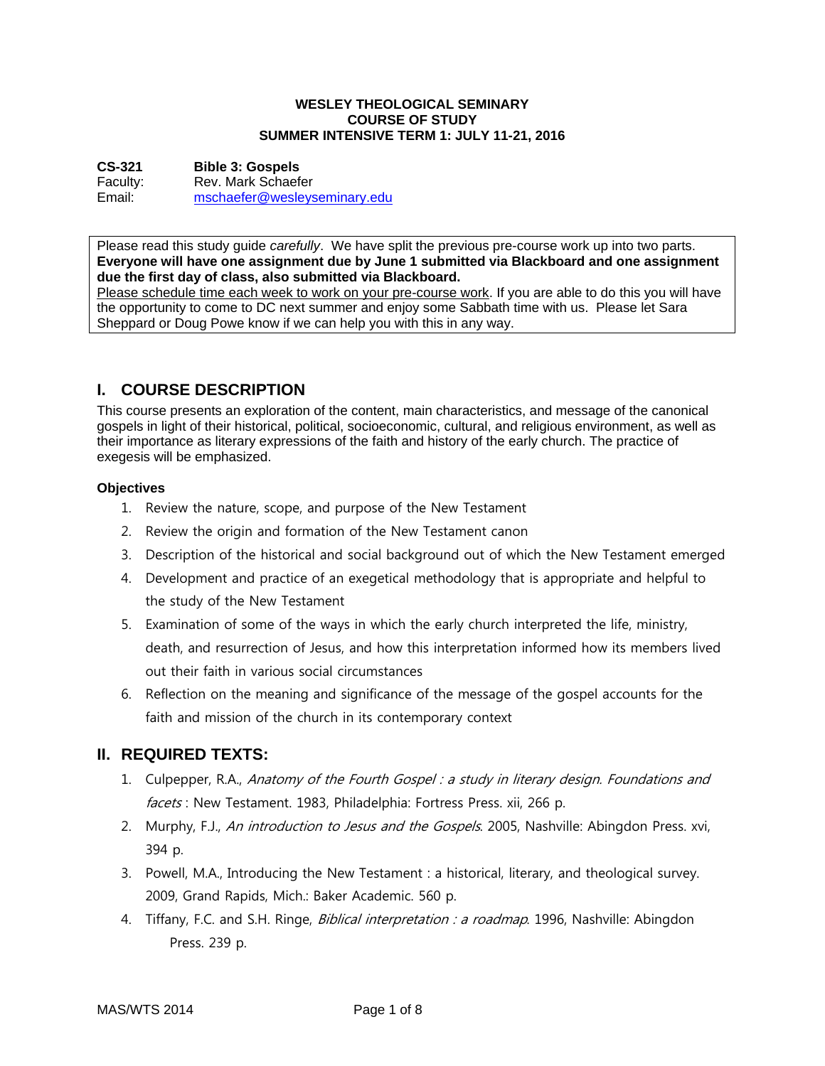**WESLEY THEOLOGICAL SEMINARY**
**COURSE OF STUDY**
**SUMMER INTENSIVE TERM 1: JULY 11-21, 2016**

**CS-321** **Bible 3: Gospels**
Faculty: Rev. Mark Schaefer
Email: mschaefer@wesleyseminary.edu

> Please read this study guide *carefully*. We have split the previous pre-course work up into two parts. **Everyone will have one assignment due by June 1 submitted via Blackboard and one assignment due the first day of class, also submitted via Blackboard.**
> Please schedule time each week to work on your pre-course work. If you are able to do this you will have the opportunity to come to DC next summer and enjoy some Sabbath time with us. Please let Sara Sheppard or Doug Powe know if we can help you with this in any way.

## I. COURSE DESCRIPTION

This course presents an exploration of the content, main characteristics, and message of the canonical gospels in light of their historical, political, socioeconomic, cultural, and religious environment, as well as their importance as literary expressions of the faith and history of the early church. The practice of exegesis will be emphasized.

### Objectives

1. Review the nature, scope, and purpose of the New Testament
2. Review the origin and formation of the New Testament canon
3. Description of the historical and social background out of which the New Testament emerged
4. Development and practice of an exegetical methodology that is appropriate and helpful to the study of the New Testament
5. Examination of some of the ways in which the early church interpreted the life, ministry, death, and resurrection of Jesus, and how this interpretation informed how its members lived out their faith in various social circumstances
6. Reflection on the meaning and significance of the message of the gospel accounts for the faith and mission of the church in its contemporary context

## II. REQUIRED TEXTS:

1. Culpepper, R.A., *Anatomy of the Fourth Gospel : a study in literary design. Foundations and facets* : New Testament. 1983, Philadelphia: Fortress Press. xii, 266 p.
2. Murphy, F.J., *An introduction to Jesus and the Gospels*. 2005, Nashville: Abingdon Press. xvi, 394 p.
3. Powell, M.A., Introducing the New Testament : a historical, literary, and theological survey. 2009, Grand Rapids, Mich.: Baker Academic. 560 p.
4. Tiffany, F.C. and S.H. Ringe, *Biblical interpretation : a roadmap*. 1996, Nashville: Abingdon Press. 239 p.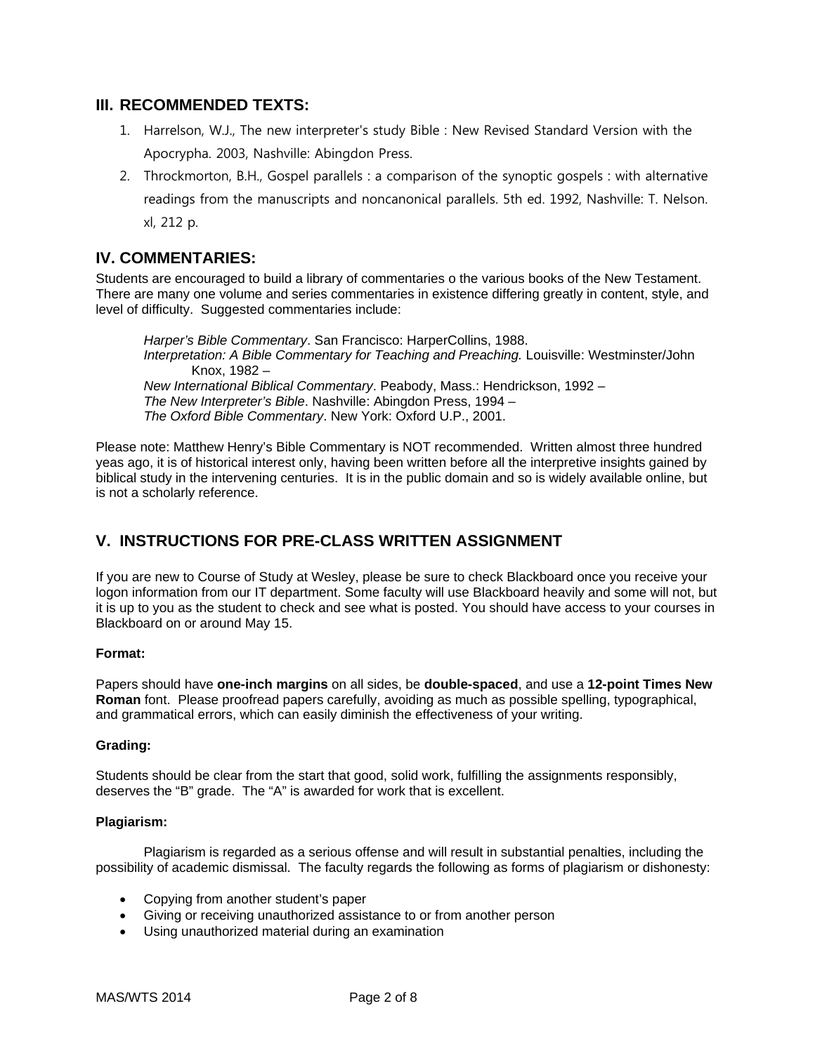## III. RECOMMENDED TEXTS:

1. Harrelson, W.J., The new interpreter's study Bible : New Revised Standard Version with the Apocrypha. 2003, Nashville: Abingdon Press.
2. Throckmorton, B.H., Gospel parallels : a comparison of the synoptic gospels : with alternative readings from the manuscripts and noncanonical parallels. 5th ed. 1992, Nashville: T. Nelson. xl, 212 p.

## IV. COMMENTARIES:

Students are encouraged to build a library of commentaries o the various books of the New Testament. There are many one volume and series commentaries in existence differing greatly in content, style, and level of difficulty. Suggested commentaries include:

*Harper's Bible Commentary*. San Francisco: HarperCollins, 1988.
*Interpretation: A Bible Commentary for Teaching and Preaching.* Louisville: Westminster/John Knox, 1982 –
*New International Biblical Commentary*. Peabody, Mass.: Hendrickson, 1992 –
*The New Interpreter's Bible*. Nashville: Abingdon Press, 1994 –
*The Oxford Bible Commentary*. New York: Oxford U.P., 2001.

Please note: Matthew Henry's Bible Commentary is NOT recommended. Written almost three hundred yeas ago, it is of historical interest only, having been written before all the interpretive insights gained by biblical study in the intervening centuries. It is in the public domain and so is widely available online, but is not a scholarly reference.

## V. INSTRUCTIONS FOR PRE-CLASS WRITTEN ASSIGNMENT

If you are new to Course of Study at Wesley, please be sure to check Blackboard once you receive your logon information from our IT department. Some faculty will use Blackboard heavily and some will not, but it is up to you as the student to check and see what is posted. You should have access to your courses in Blackboard on or around May 15.

**Format:**

Papers should have **one-inch margins** on all sides, be **double-spaced**, and use a **12-point Times New Roman** font. Please proofread papers carefully, avoiding as much as possible spelling, typographical, and grammatical errors, which can easily diminish the effectiveness of your writing.

**Grading:**

Students should be clear from the start that good, solid work, fulfilling the assignments responsibly, deserves the "B" grade. The "A" is awarded for work that is excellent.

**Plagiarism:**

Plagiarism is regarded as a serious offense and will result in substantial penalties, including the possibility of academic dismissal. The faculty regards the following as forms of plagiarism or dishonesty:

- Copying from another student's paper
- Giving or receiving unauthorized assistance to or from another person
- Using unauthorized material during an examination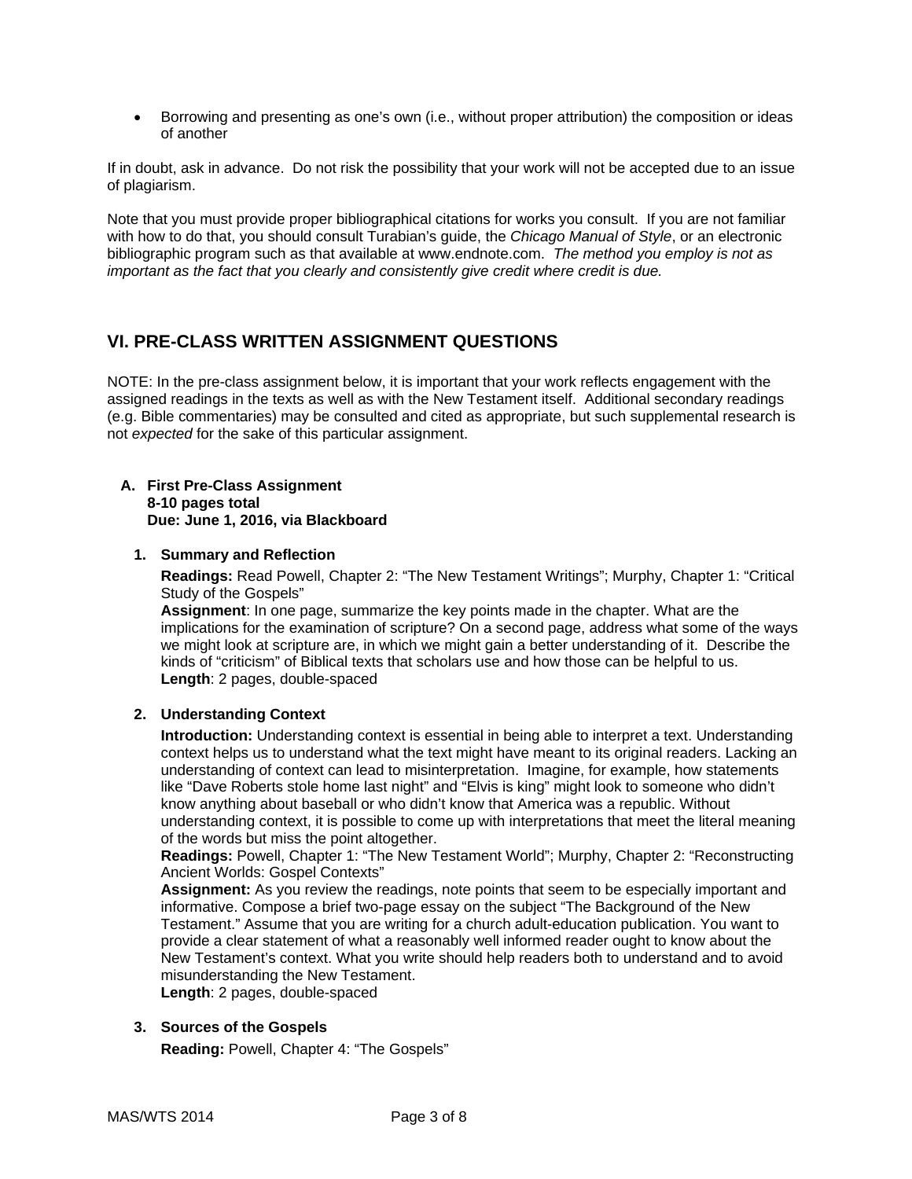- Borrowing and presenting as one's own (i.e., without proper attribution) the composition or ideas of another

If in doubt, ask in advance. Do not risk the possibility that your work will not be accepted due to an issue of plagiarism.

Note that you must provide proper bibliographical citations for works you consult. If you are not familiar with how to do that, you should consult Turabian's guide, the *Chicago Manual of Style*, or an electronic bibliographic program such as that available at www.endnote.com. *The method you employ is not as important as the fact that you clearly and consistently give credit where credit is due.*

## VI. PRE-CLASS WRITTEN ASSIGNMENT QUESTIONS

NOTE: In the pre-class assignment below, it is important that your work reflects engagement with the assigned readings in the texts as well as with the New Testament itself. Additional secondary readings (e.g. Bible commentaries) may be consulted and cited as appropriate, but such supplemental research is not *expected* for the sake of this particular assignment.

### A. First Pre-Class Assignment

**8-10 pages total**
**Due: June 1, 2016, via Blackboard**

1. **Summary and Reflection**

   **Readings:** Read Powell, Chapter 2: "The New Testament Writings"; Murphy, Chapter 1: "Critical Study of the Gospels"
   **Assignment**: In one page, summarize the key points made in the chapter. What are the implications for the examination of scripture? On a second page, address what some of the ways we might look at scripture are, in which we might gain a better understanding of it. Describe the kinds of "criticism" of Biblical texts that scholars use and how those can be helpful to us.
   **Length**: 2 pages, double-spaced

2. **Understanding Context**

   **Introduction:** Understanding context is essential in being able to interpret a text. Understanding context helps us to understand what the text might have meant to its original readers. Lacking an understanding of context can lead to misinterpretation. Imagine, for example, how statements like "Dave Roberts stole home last night" and "Elvis is king" might look to someone who didn't know anything about baseball or who didn't know that America was a republic. Without understanding context, it is possible to come up with interpretations that meet the literal meaning of the words but miss the point altogether.
   **Readings:** Powell, Chapter 1: "The New Testament World"; Murphy, Chapter 2: "Reconstructing Ancient Worlds: Gospel Contexts"
   **Assignment:** As you review the readings, note points that seem to be especially important and informative. Compose a brief two-page essay on the subject "The Background of the New Testament." Assume that you are writing for a church adult-education publication. You want to provide a clear statement of what a reasonably well informed reader ought to know about the New Testament's context. What you write should help readers both to understand and to avoid misunderstanding the New Testament.
   **Length**: 2 pages, double-spaced

3. **Sources of the Gospels**

   **Reading:** Powell, Chapter 4: "The Gospels"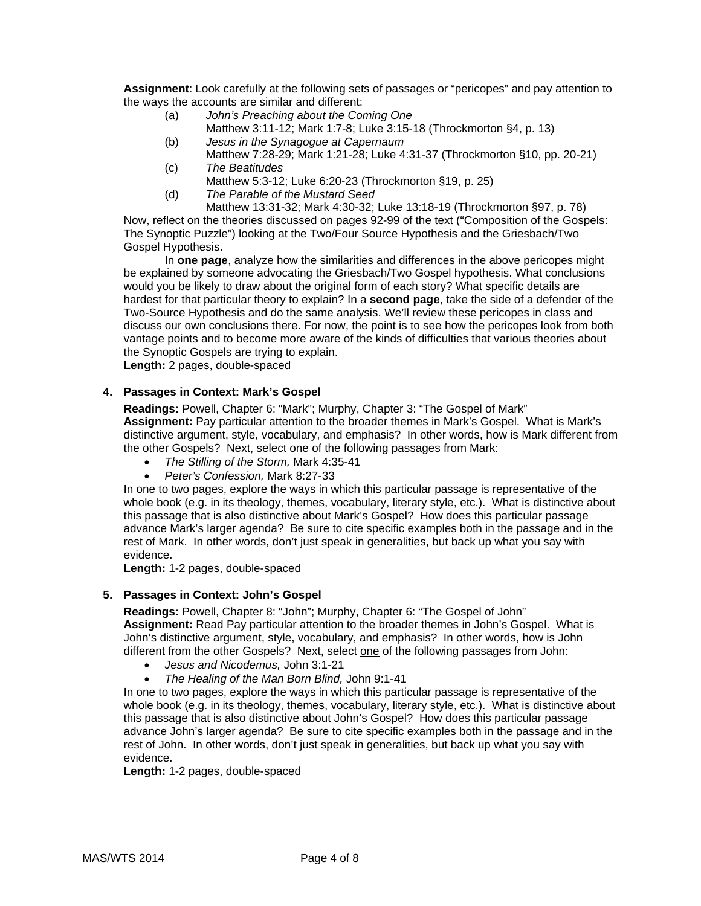**Assignment**: Look carefully at the following sets of passages or "pericopes" and pay attention to the ways the accounts are similar and different:

(a) *John's Preaching about the Coming One*
Matthew 3:11-12; Mark 1:7-8; Luke 3:15-18 (Throckmorton §4, p. 13)

(b) *Jesus in the Synagogue at Capernaum*
Matthew 7:28-29; Mark 1:21-28; Luke 4:31-37 (Throckmorton §10, pp. 20-21)

(c) *The Beatitudes*
Matthew 5:3-12; Luke 6:20-23 (Throckmorton §19, p. 25)

(d) *The Parable of the Mustard Seed*
Matthew 13:31-32; Mark 4:30-32; Luke 13:18-19 (Throckmorton §97, p. 78)

Now, reflect on the theories discussed on pages 92-99 of the text ("Composition of the Gospels: The Synoptic Puzzle") looking at the Two/Four Source Hypothesis and the Griesbach/Two Gospel Hypothesis.

In **one page**, analyze how the similarities and differences in the above pericopes might be explained by someone advocating the Griesbach/Two Gospel hypothesis. What conclusions would you be likely to draw about the original form of each story? What specific details are hardest for that particular theory to explain? In a **second page**, take the side of a defender of the Two-Source Hypothesis and do the same analysis. We'll review these pericopes in class and discuss our own conclusions there. For now, the point is to see how the pericopes look from both vantage points and to become more aware of the kinds of difficulties that various theories about the Synoptic Gospels are trying to explain.

**Length:** 2 pages, double-spaced

**4. Passages in Context: Mark's Gospel**

**Readings:** Powell, Chapter 6: "Mark"; Murphy, Chapter 3: "The Gospel of Mark"

**Assignment:** Pay particular attention to the broader themes in Mark's Gospel. What is Mark's distinctive argument, style, vocabulary, and emphasis? In other words, how is Mark different from the other Gospels? Next, select <u>one</u> of the following passages from Mark:

- *The Stilling of the Storm,* Mark 4:35-41
- *Peter's Confession,* Mark 8:27-33

In one to two pages, explore the ways in which this particular passage is representative of the whole book (e.g. in its theology, themes, vocabulary, literary style, etc.). What is distinctive about this passage that is also distinctive about Mark's Gospel? How does this particular passage advance Mark's larger agenda? Be sure to cite specific examples both in the passage and in the rest of Mark. In other words, don't just speak in generalities, but back up what you say with evidence.

**Length:** 1-2 pages, double-spaced

**5. Passages in Context: John's Gospel**

**Readings:** Powell, Chapter 8: "John"; Murphy, Chapter 6: "The Gospel of John"

**Assignment:** Read Pay particular attention to the broader themes in John's Gospel. What is John's distinctive argument, style, vocabulary, and emphasis? In other words, how is John different from the other Gospels? Next, select <u>one</u> of the following passages from John:

- *Jesus and Nicodemus,* John 3:1-21
- *The Healing of the Man Born Blind,* John 9:1-41

In one to two pages, explore the ways in which this particular passage is representative of the whole book (e.g. in its theology, themes, vocabulary, literary style, etc.). What is distinctive about this passage that is also distinctive about John's Gospel? How does this particular passage advance John's larger agenda? Be sure to cite specific examples both in the passage and in the rest of John. In other words, don't just speak in generalities, but back up what you say with evidence.

**Length:** 1-2 pages, double-spaced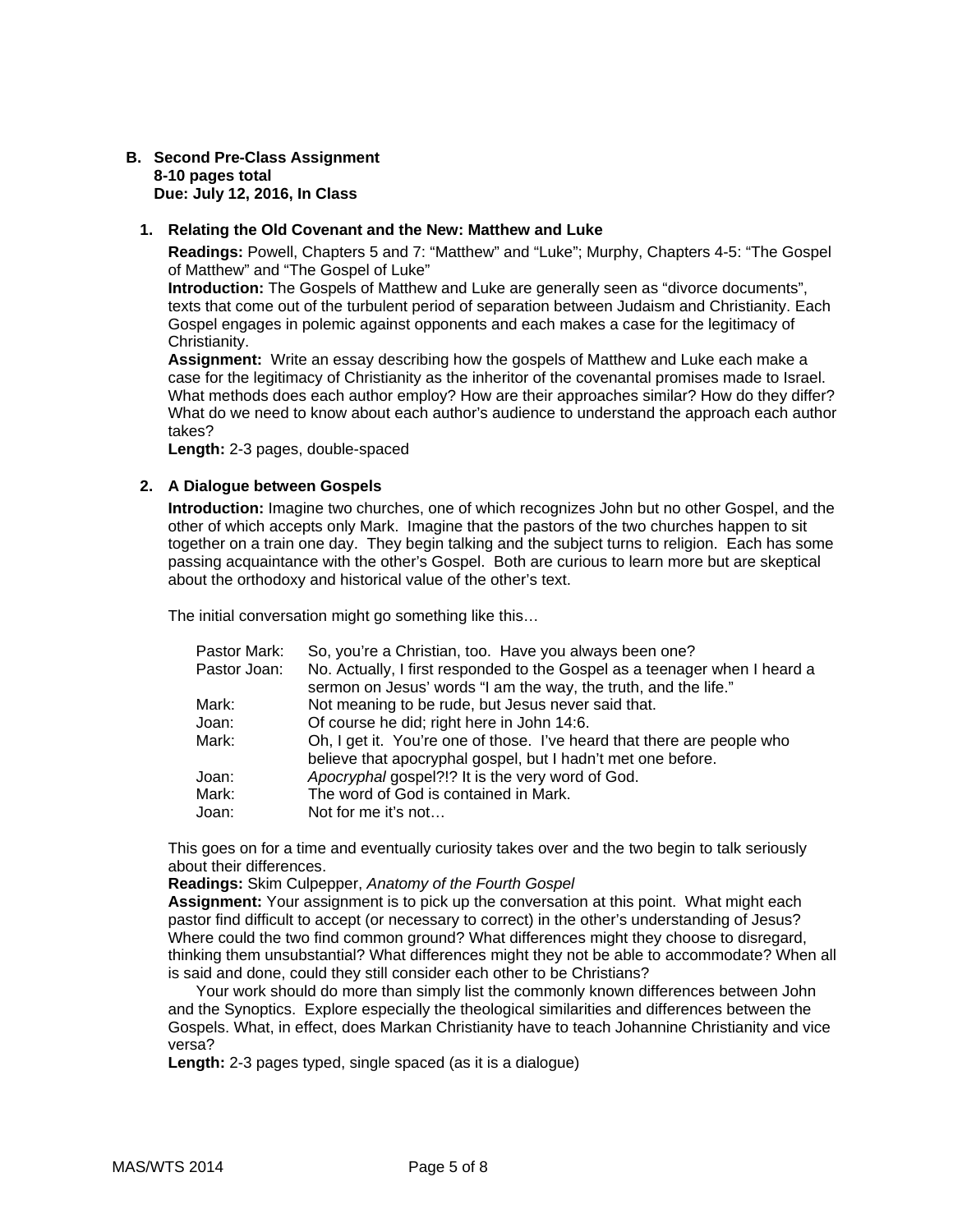## B. Second Pre-Class Assignment

**8-10 pages total**
**Due: July 12, 2016, In Class**

### 1. Relating the Old Covenant and the New: Matthew and Luke

**Readings:** Powell, Chapters 5 and 7: "Matthew" and "Luke"; Murphy, Chapters 4-5: "The Gospel of Matthew" and "The Gospel of Luke"

**Introduction:** The Gospels of Matthew and Luke are generally seen as "divorce documents", texts that come out of the turbulent period of separation between Judaism and Christianity. Each Gospel engages in polemic against opponents and each makes a case for the legitimacy of Christianity.

**Assignment:** Write an essay describing how the gospels of Matthew and Luke each make a case for the legitimacy of Christianity as the inheritor of the covenantal promises made to Israel. What methods does each author employ? How are their approaches similar? How do they differ? What do we need to know about each author's audience to understand the approach each author takes?

**Length:** 2-3 pages, double-spaced

### 2. A Dialogue between Gospels

**Introduction:** Imagine two churches, one of which recognizes John but no other Gospel, and the other of which accepts only Mark. Imagine that the pastors of the two churches happen to sit together on a train one day. They begin talking and the subject turns to religion. Each has some passing acquaintance with the other's Gospel. Both are curious to learn more but are skeptical about the orthodoxy and historical value of the other's text.

The initial conversation might go something like this…

| | |
|---|---|
| Pastor Mark: | So, you're a Christian, too. Have you always been one? |
| Pastor Joan: | No. Actually, I first responded to the Gospel as a teenager when I heard a sermon on Jesus' words "I am the way, the truth, and the life." |
| Mark: | Not meaning to be rude, but Jesus never said that. |
| Joan: | Of course he did; right here in John 14:6. |
| Mark: | Oh, I get it. You're one of those. I've heard that there are people who believe that apocryphal gospel, but I hadn't met one before. |
| Joan: | *Apocryphal* gospel?!? It is the very word of God. |
| Mark: | The word of God is contained in Mark. |
| Joan: | Not for me it's not… |

This goes on for a time and eventually curiosity takes over and the two begin to talk seriously about their differences.

**Readings:** Skim Culpepper, *Anatomy of the Fourth Gospel*

**Assignment:** Your assignment is to pick up the conversation at this point. What might each pastor find difficult to accept (or necessary to correct) in the other's understanding of Jesus? Where could the two find common ground? What differences might they choose to disregard, thinking them unsubstantial? What differences might they not be able to accommodate? When all is said and done, could they still consider each other to be Christians?

Your work should do more than simply list the commonly known differences between John and the Synoptics. Explore especially the theological similarities and differences between the Gospels. What, in effect, does Markan Christianity have to teach Johannine Christianity and vice versa?

**Length:** 2-3 pages typed, single spaced (as it is a dialogue)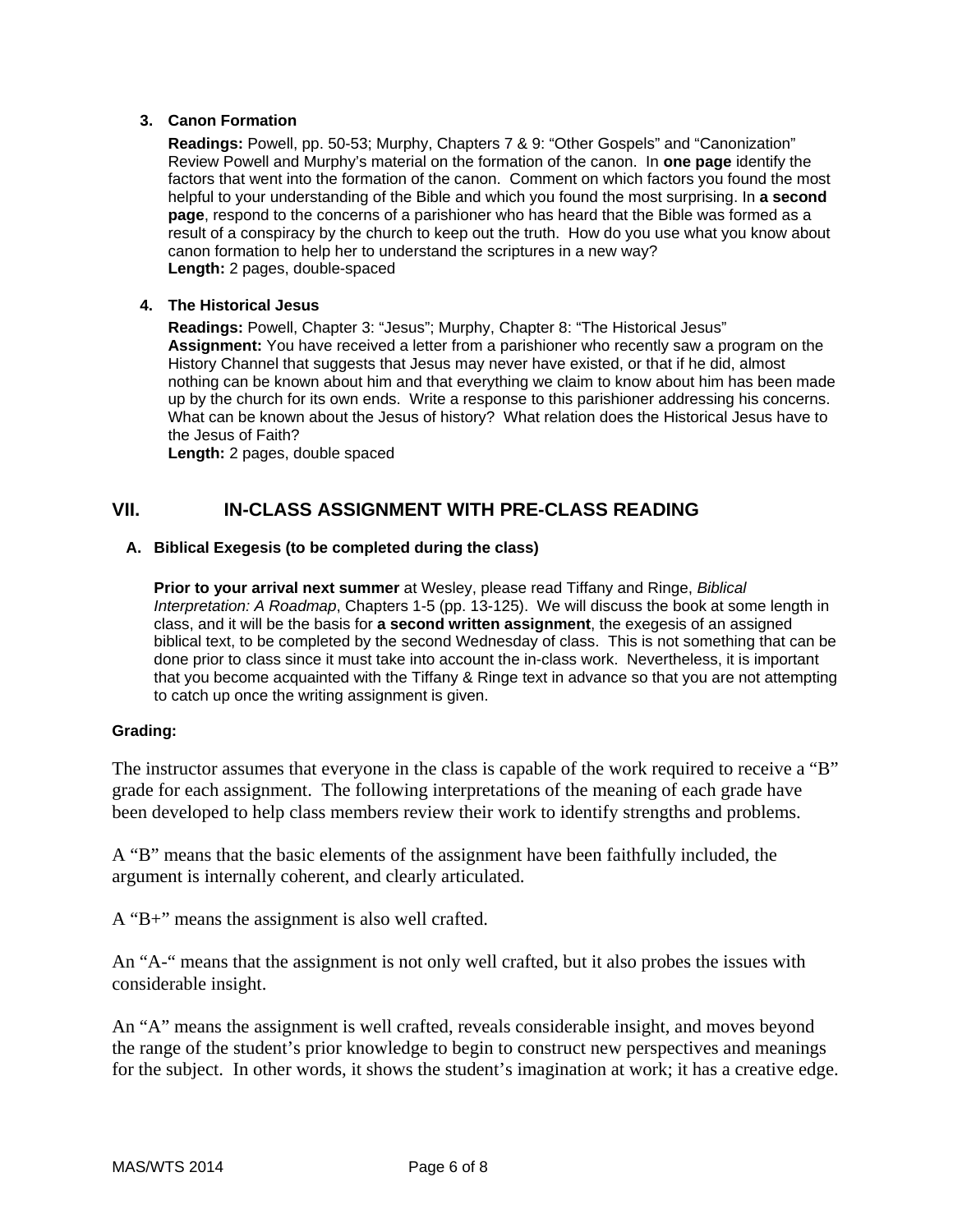3. **Canon Formation**

   **Readings:** Powell, pp. 50-53; Murphy, Chapters 7 & 9: "Other Gospels" and "Canonization"
   Review Powell and Murphy's material on the formation of the canon. In **one page** identify the factors that went into the formation of the canon. Comment on which factors you found the most helpful to your understanding of the Bible and which you found the most surprising. In **a second page**, respond to the concerns of a parishioner who has heard that the Bible was formed as a result of a conspiracy by the church to keep out the truth. How do you use what you know about canon formation to help her to understand the scriptures in a new way?
   **Length:** 2 pages, double-spaced

4. **The Historical Jesus**

   **Readings:** Powell, Chapter 3: "Jesus"; Murphy, Chapter 8: "The Historical Jesus"
   **Assignment:** You have received a letter from a parishioner who recently saw a program on the History Channel that suggests that Jesus may never have existed, or that if he did, almost nothing can be known about him and that everything we claim to know about him has been made up by the church for its own ends. Write a response to this parishioner addressing his concerns. What can be known about the Jesus of history? What relation does the Historical Jesus have to the Jesus of Faith?
   **Length:** 2 pages, double spaced

## VII. IN-CLASS ASSIGNMENT WITH PRE-CLASS READING

### A. Biblical Exegesis (to be completed during the class)

**Prior to your arrival next summer** at Wesley, please read Tiffany and Ringe, *Biblical Interpretation: A Roadmap*, Chapters 1-5 (pp. 13-125). We will discuss the book at some length in class, and it will be the basis for **a second written assignment**, the exegesis of an assigned biblical text, to be completed by the second Wednesday of class. This is not something that can be done prior to class since it must take into account the in-class work. Nevertheless, it is important that you become acquainted with the Tiffany & Ringe text in advance so that you are not attempting to catch up once the writing assignment is given.

**Grading:**

The instructor assumes that everyone in the class is capable of the work required to receive a "B" grade for each assignment. The following interpretations of the meaning of each grade have been developed to help class members review their work to identify strengths and problems.

A "B" means that the basic elements of the assignment have been faithfully included, the argument is internally coherent, and clearly articulated.

A "B+" means the assignment is also well crafted.

An "A-" means that the assignment is not only well crafted, but it also probes the issues with considerable insight.

An "A" means the assignment is well crafted, reveals considerable insight, and moves beyond the range of the student's prior knowledge to begin to construct new perspectives and meanings for the subject. In other words, it shows the student's imagination at work; it has a creative edge.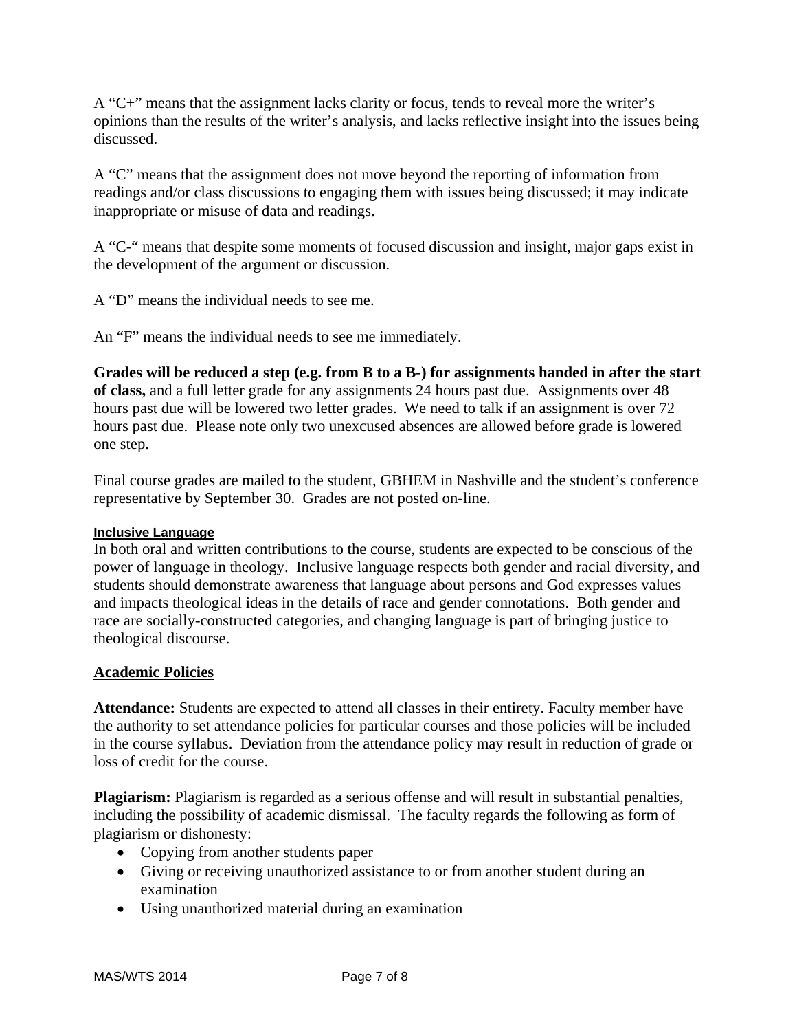A "C+" means that the assignment lacks clarity or focus, tends to reveal more the writer's opinions than the results of the writer's analysis, and lacks reflective insight into the issues being discussed.

A "C" means that the assignment does not move beyond the reporting of information from readings and/or class discussions to engaging them with issues being discussed; it may indicate inappropriate or misuse of data and readings.

A "C-" means that despite some moments of focused discussion and insight, major gaps exist in the development of the argument or discussion.

A "D" means the individual needs to see me.

An "F" means the individual needs to see me immediately.

**Grades will be reduced a step (e.g. from B to a B-) for assignments handed in after the start of class,** and a full letter grade for any assignments 24 hours past due. Assignments over 48 hours past due will be lowered two letter grades. We need to talk if an assignment is over 72 hours past due. Please note only two unexcused absences are allowed before grade is lowered one step.

Final course grades are mailed to the student, GBHEM in Nashville and the student's conference representative by September 30. Grades are not posted on-line.

**Inclusive Language**

In both oral and written contributions to the course, students are expected to be conscious of the power of language in theology. Inclusive language respects both gender and racial diversity, and students should demonstrate awareness that language about persons and God expresses values and impacts theological ideas in the details of race and gender connotations. Both gender and race are socially-constructed categories, and changing language is part of bringing justice to theological discourse.

## Academic Policies

**Attendance:** Students are expected to attend all classes in their entirety. Faculty member have the authority to set attendance policies for particular courses and those policies will be included in the course syllabus. Deviation from the attendance policy may result in reduction of grade or loss of credit for the course.

**Plagiarism:** Plagiarism is regarded as a serious offense and will result in substantial penalties, including the possibility of academic dismissal. The faculty regards the following as form of plagiarism or dishonesty:

- Copying from another students paper
- Giving or receiving unauthorized assistance to or from another student during an examination
- Using unauthorized material during an examination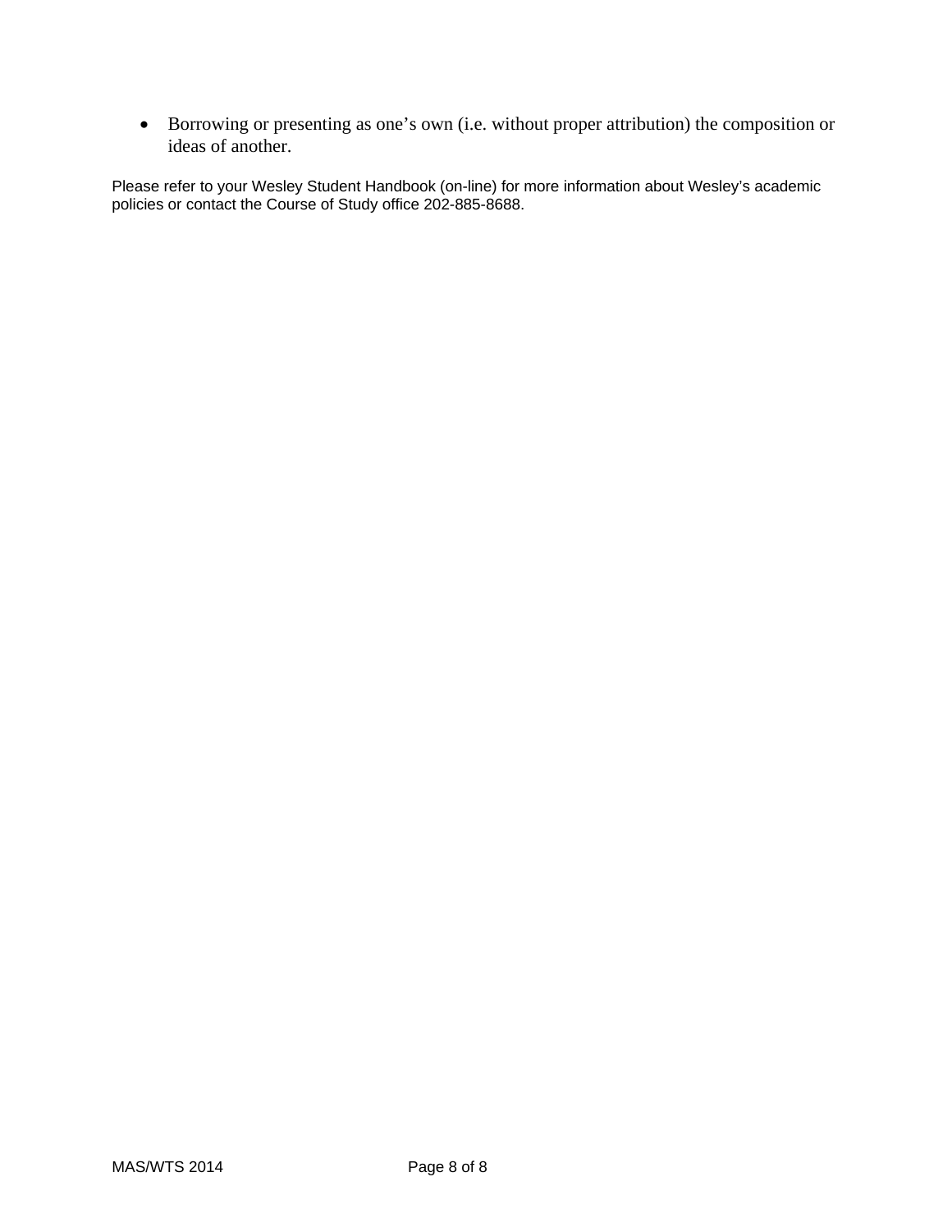- Borrowing or presenting as one’s own (i.e. without proper attribution) the composition or ideas of another.

Please refer to your Wesley Student Handbook (on-line) for more information about Wesley’s academic policies or contact the Course of Study office 202-885-8688.